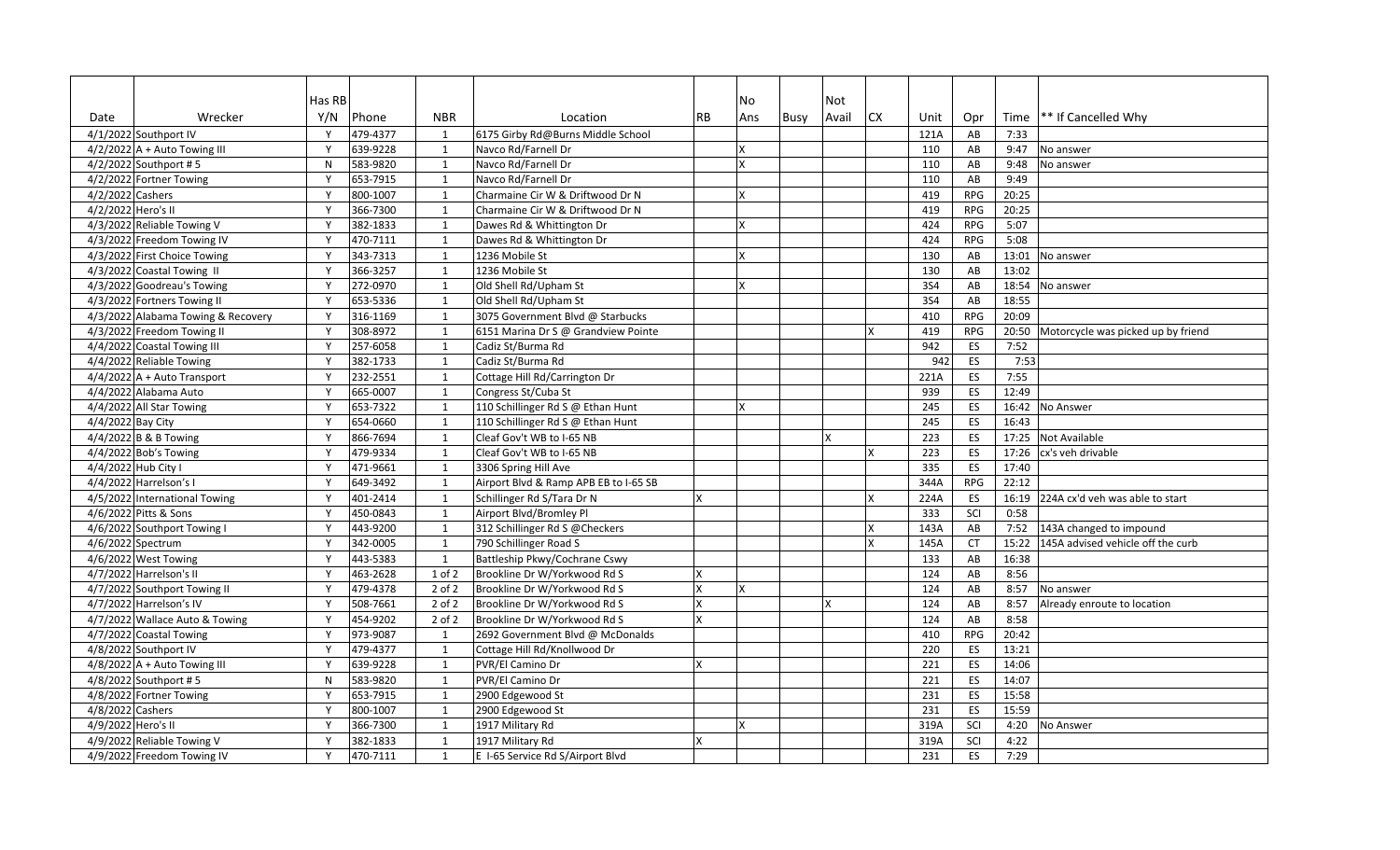| Date | Wrecker | Has RB Y/N | Phone | NBR | Location | RB | No Ans | Busy | Not Avail | CX | Unit | Opr | Time | ** If Cancelled Why |
|---|---|---|---|---|---|---|---|---|---|---|---|---|---|---|
| 4/1/2022 | Southport IV | Y | 479-4377 | 1 | 6175 Girby Rd@Burns Middle School | | | | | | 121A | AB | 7:33 | |
| 4/2/2022 | A + Auto Towing III | Y | 639-9228 | 1 | Navco Rd/Farnell Dr | | X | | | | 110 | AB | 9:47 | No answer |
| 4/2/2022 | Southport # 5 | N | 583-9820 | 1 | Navco Rd/Farnell Dr | | X | | | | 110 | AB | 9:48 | No answer |
| 4/2/2022 | Fortner Towing | Y | 653-7915 | 1 | Navco Rd/Farnell Dr | | | | | | 110 | AB | 9:49 | |
| 4/2/2022 | Cashers | Y | 800-1007 | 1 | Charmaine Cir W & Driftwood Dr N | | X | | | | 419 | RPG | 20:25 | |
| 4/2/2022 | Hero's II | Y | 366-7300 | 1 | Charmaine Cir W & Driftwood Dr N | | | | | | 419 | RPG | 20:25 | |
| 4/3/2022 | Reliable Towing V | Y | 382-1833 | 1 | Dawes Rd & Whittington Dr | | X | | | | 424 | RPG | 5:07 | |
| 4/3/2022 | Freedom Towing IV | Y | 470-7111 | 1 | Dawes Rd & Whittington Dr | | | | | | 424 | RPG | 5:08 | |
| 4/3/2022 | First Choice Towing | Y | 343-7313 | 1 | 1236 Mobile St | | X | | | | 130 | AB | 13:01 | No answer |
| 4/3/2022 | Coastal Towing II | Y | 366-3257 | 1 | 1236 Mobile St | | | | | | 130 | AB | 13:02 | |
| 4/3/2022 | Goodreau's Towing | Y | 272-0970 | 1 | Old Shell Rd/Upham St | | X | | | | 3S4 | AB | 18:54 | No answer |
| 4/3/2022 | Fortners Towing II | Y | 653-5336 | 1 | Old Shell Rd/Upham St | | | | | | 3S4 | AB | 18:55 | |
| 4/3/2022 | Alabama Towing & Recovery | Y | 316-1169 | 1 | 3075 Government Blvd @ Starbucks | | | | | | 410 | RPG | 20:09 | |
| 4/3/2022 | Freedom Towing II | Y | 308-8972 | 1 | 6151 Marina Dr S @ Grandview Pointe | | | | | X | 419 | RPG | 20:50 | Motorcycle was picked up by friend |
| 4/4/2022 | Coastal Towing III | Y | 257-6058 | 1 | Cadiz St/Burma Rd | | | | | | 942 | ES | 7:52 | |
| 4/4/2022 | Reliable Towing | Y | 382-1733 | 1 | Cadiz St/Burma Rd | | | | | | 942 | ES | 7:53 | |
| 4/4/2022 | A + Auto Transport | Y | 232-2551 | 1 | Cottage Hill Rd/Carrington Dr | | | | | | 221A | ES | 7:55 | |
| 4/4/2022 | Alabama Auto | Y | 665-0007 | 1 | Congress St/Cuba St | | | | | | 939 | ES | 12:49 | |
| 4/4/2022 | All Star Towing | Y | 653-7322 | 1 | 110 Schillinger Rd S @ Ethan Hunt | | X | | | | 245 | ES | 16:42 | No Answer |
| 4/4/2022 | Bay City | Y | 654-0660 | 1 | 110 Schillinger Rd S @ Ethan Hunt | | | | | | 245 | ES | 16:43 | |
| 4/4/2022 | B & B Towing | Y | 866-7694 | 1 | Cleaf Gov't WB to I-65 NB | | | | X | | 223 | ES | 17:25 | Not Available |
| 4/4/2022 | Bob's Towing | Y | 479-9334 | 1 | Cleaf Gov't WB to I-65 NB | | | | | X | 223 | ES | 17:26 | cx's veh drivable |
| 4/4/2022 | Hub City I | Y | 471-9661 | 1 | 3306 Spring Hill Ave | | | | | | 335 | ES | 17:40 | |
| 4/4/2022 | Harrelson's I | Y | 649-3492 | 1 | Airport Blvd & Ramp APB EB to I-65 SB | | | | | | 344A | RPG | 22:12 | |
| 4/5/2022 | International Towing | Y | 401-2414 | 1 | Schillinger Rd S/Tara Dr N | X | | | | X | 224A | ES | 16:19 | 224A cx'd veh was able to start |
| 4/6/2022 | Pitts & Sons | Y | 450-0843 | 1 | Airport Blvd/Bromley Pl | | | | | | 333 | SCI | 0:58 | |
| 4/6/2022 | Southport Towing I | Y | 443-9200 | 1 | 312 Schillinger Rd S @Checkers | | | | | X | 143A | AB | 7:52 | 143A changed to impound |
| 4/6/2022 | Spectrum | Y | 342-0005 | 1 | 790 Schillinger Road S | | | | | X | 145A | CT | 15:22 | 145A advised vehicle off the curb |
| 4/6/2022 | West Towing | Y | 443-5383 | 1 | Battleship Pkwy/Cochrane Cswy | | | | | | 133 | AB | 16:38 | |
| 4/7/2022 | Harrelson's II | Y | 463-2628 | 1 of 2 | Brookline Dr W/Yorkwood Rd S | X | | | | | 124 | AB | 8:56 | |
| 4/7/2022 | Southport Towing II | Y | 479-4378 | 2 of 2 | Brookline Dr W/Yorkwood Rd S | X | X | | | | 124 | AB | 8:57 | No answer |
| 4/7/2022 | Harrelson's IV | Y | 508-7661 | 2 of 2 | Brookline Dr W/Yorkwood Rd S | X | | | X | | 124 | AB | 8:57 | Already enroute to location |
| 4/7/2022 | Wallace Auto & Towing | Y | 454-9202 | 2 of 2 | Brookline Dr W/Yorkwood Rd S | X | | | | | 124 | AB | 8:58 | |
| 4/7/2022 | Coastal Towing | Y | 973-9087 | 1 | 2692 Government Blvd @ McDonalds | | | | | | 410 | RPG | 20:42 | |
| 4/8/2022 | Southport IV | Y | 479-4377 | 1 | Cottage Hill Rd/Knollwood Dr | | | | | | 220 | ES | 13:21 | |
| 4/8/2022 | A + Auto Towing III | Y | 639-9228 | 1 | PVR/El Camino Dr | X | | | | | 221 | ES | 14:06 | |
| 4/8/2022 | Southport # 5 | N | 583-9820 | 1 | PVR/El Camino Dr | | | | | | 221 | ES | 14:07 | |
| 4/8/2022 | Fortner Towing | Y | 653-7915 | 1 | 2900 Edgewood St | | | | | | 231 | ES | 15:58 | |
| 4/8/2022 | Cashers | Y | 800-1007 | 1 | 2900 Edgewood St | | | | | | 231 | ES | 15:59 | |
| 4/9/2022 | Hero's II | Y | 366-7300 | 1 | 1917 Military Rd | | X | | | | 319A | SCI | 4:20 | No Answer |
| 4/9/2022 | Reliable Towing V | Y | 382-1833 | 1 | 1917 Military Rd | X | | | | | 319A | SCI | 4:22 | |
| 4/9/2022 | Freedom Towing IV | Y | 470-7111 | 1 | E I-65 Service Rd S/Airport Blvd | | | | | | 231 | ES | 7:29 | |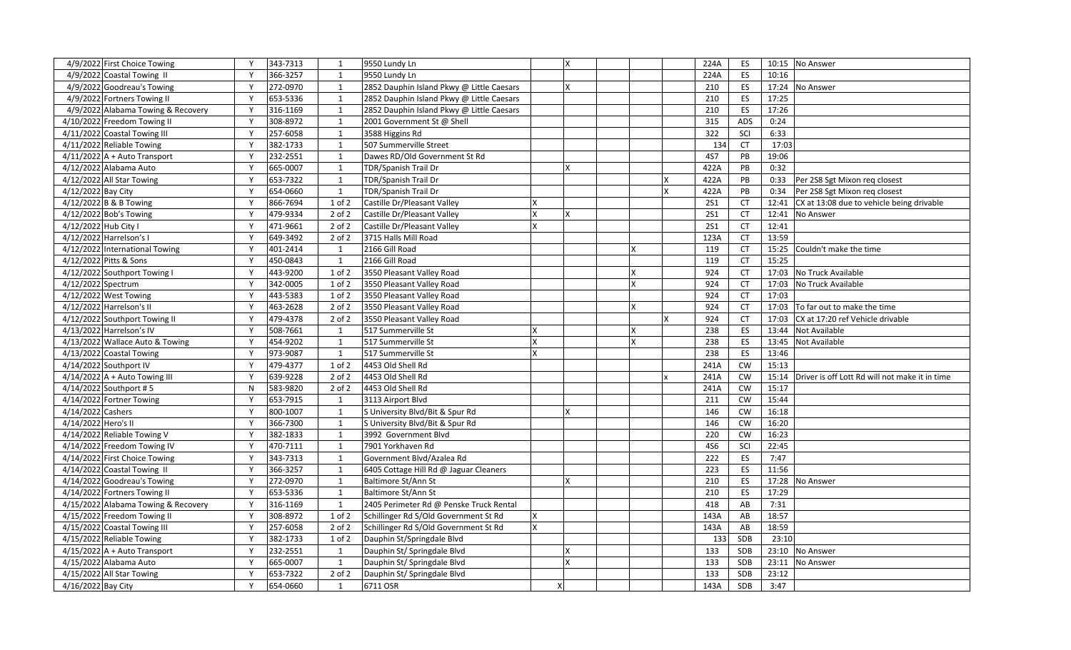| | | | | | | | | | | | | | | |
|---|---|---|---|---|---|---|---|---|---|---|---|---|---|---|
| 4/9/2022 | First Choice Towing | Y | 343-7313 | 1 | 9550 Lundy Ln | | X | | | | 224A | ES | 10:15 | No Answer |
| 4/9/2022 | Coastal Towing II | Y | 366-3257 | 1 | 9550 Lundy Ln | | | | | | 224A | ES | 10:16 | |
| 4/9/2022 | Goodreau's Towing | Y | 272-0970 | 1 | 2852 Dauphin Island Pkwy @ Little Caesars | | X | | | | 210 | ES | 17:24 | No Answer |
| 4/9/2022 | Fortners Towing II | Y | 653-5336 | 1 | 2852 Dauphin Island Pkwy @ Little Caesars | | | | | | 210 | ES | 17:25 | |
| 4/9/2022 | Alabama Towing & Recovery | Y | 316-1169 | 1 | 2852 Dauphin Island Pkwy @ Little Caesars | | | | | | 210 | ES | 17:26 | |
| 4/10/2022 | Freedom Towing II | Y | 308-8972 | 1 | 2001 Government St @ Shell | | | | | | 315 | ADS | 0:24 | |
| 4/11/2022 | Coastal Towing III | Y | 257-6058 | 1 | 3588 Higgins Rd | | | | | | 322 | SCI | 6:33 | |
| 4/11/2022 | Reliable Towing | Y | 382-1733 | 1 | 507 Summerville Street | | | | | | 134 | CT | 17:03 | |
| 4/11/2022 | A + Auto Transport | Y | 232-2551 | 1 | Dawes RD/Old Government St Rd | | | | | | 4S7 | PB | 19:06 | |
| 4/12/2022 | Alabama Auto | Y | 665-0007 | 1 | TDR/Spanish Trail Dr | | X | | | | 422A | PB | 0:32 | |
| 4/12/2022 | All Star Towing | Y | 653-7322 | 1 | TDR/Spanish Trail Dr | | | | | X | 422A | PB | 0:33 | Per 2S8 Sgt Mixon req closest |
| 4/12/2022 | Bay City | Y | 654-0660 | 1 | TDR/Spanish Trail Dr | | | | | X | 422A | PB | 0:34 | Per 2S8 Sgt Mixon req closest |
| 4/12/2022 | B & B Towing | Y | 866-7694 | 1 of 2 | Castille Dr/Pleasant Valley | X | | | | | 2S1 | CT | 12:41 | CX at 13:08 due to vehicle being drivable |
| 4/12/2022 | Bob's Towing | Y | 479-9334 | 2 of 2 | Castille Dr/Pleasant Valley | X | X | | | | 2S1 | CT | 12:41 | No Answer |
| 4/12/2022 | Hub City I | Y | 471-9661 | 2 of 2 | Castille Dr/Pleasant Valley | X | | | | | 2S1 | CT | 12:41 | |
| 4/12/2022 | Harrelson's I | Y | 649-3492 | 2 of 2 | 3715 Halls Mill Road | | | | | | 123A | CT | 13:59 | |
| 4/12/2022 | International Towing | Y | 401-2414 | 1 | 2166 Gill Road | | | | X | | 119 | CT | 15:25 | Couldn't make the time |
| 4/12/2022 | Pitts & Sons | Y | 450-0843 | 1 | 2166 Gill Road | | | | | | 119 | CT | 15:25 | |
| 4/12/2022 | Southport Towing I | Y | 443-9200 | 1 of 2 | 3550 Pleasant Valley Road | | | | X | | 924 | CT | 17:03 | No Truck Available |
| 4/12/2022 | Spectrum | Y | 342-0005 | 1 of 2 | 3550 Pleasant Valley Road | | | | X | | 924 | CT | 17:03 | No Truck Available |
| 4/12/2022 | West Towing | Y | 443-5383 | 1 of 2 | 3550 Pleasant Valley Road | | | | | | 924 | CT | 17:03 | |
| 4/12/2022 | Harrelson's II | Y | 463-2628 | 2 of 2 | 3550 Pleasant Valley Road | | | | X | | 924 | CT | 17:03 | To far out to make the time |
| 4/12/2022 | Southport Towing II | Y | 479-4378 | 2 of 2 | 3550 Pleasant Valley Road | | | | | X | 924 | CT | 17:03 | CX at 17:20 ref Vehicle drivable |
| 4/13/2022 | Harrelson's IV | Y | 508-7661 | 1 | 517 Summerville St | X | | | X | | 238 | ES | 13:44 | Not Available |
| 4/13/2022 | Wallace Auto & Towing | Y | 454-9202 | 1 | 517 Summerville St | X | | | X | | 238 | ES | 13:45 | Not Available |
| 4/13/2022 | Coastal Towing | Y | 973-9087 | 1 | 517 Summerville St | X | | | | | 238 | ES | 13:46 | |
| 4/14/2022 | Southport IV | Y | 479-4377 | 1 of 2 | 4453 Old Shell Rd | | | | | | 241A | CW | 15:13 | |
| 4/14/2022 | A + Auto Towing III | Y | 639-9228 | 2 of 2 | 4453 Old Shell Rd | | | | | x | 241A | CW | 15:14 | Driver is off Lott Rd will not make it in time |
| 4/14/2022 | Southport # 5 | N | 583-9820 | 2 of 2 | 4453 Old Shell Rd | | | | | | 241A | CW | 15:17 | |
| 4/14/2022 | Fortner Towing | Y | 653-7915 | 1 | 3113 Airport Blvd | | | | | | 211 | CW | 15:44 | |
| 4/14/2022 | Cashers | Y | 800-1007 | 1 | S University Blvd/Bit & Spur Rd | | X | | | | 146 | CW | 16:18 | |
| 4/14/2022 | Hero's II | Y | 366-7300 | 1 | S University Blvd/Bit & Spur Rd | | | | | | 146 | CW | 16:20 | |
| 4/14/2022 | Reliable Towing V | Y | 382-1833 | 1 | 3992 Government Blvd | | | | | | 220 | CW | 16:23 | |
| 4/14/2022 | Freedom Towing IV | Y | 470-7111 | 1 | 7901 Yorkhaven Rd | | | | | | 4S6 | SCI | 22:45 | |
| 4/14/2022 | First Choice Towing | Y | 343-7313 | 1 | Government Blvd/Azalea Rd | | | | | | 222 | ES | 7:47 | |
| 4/14/2022 | Coastal Towing II | Y | 366-3257 | 1 | 6405 Cottage Hill Rd @ Jaguar Cleaners | | | | | | 223 | ES | 11:56 | |
| 4/14/2022 | Goodreau's Towing | Y | 272-0970 | 1 | Baltimore St/Ann St | | X | | | | 210 | ES | 17:28 | No Answer |
| 4/14/2022 | Fortners Towing II | Y | 653-5336 | 1 | Baltimore St/Ann St | | | | | | 210 | ES | 17:29 | |
| 4/15/2022 | Alabama Towing & Recovery | Y | 316-1169 | 1 | 2405 Perimeter Rd @ Penske Truck Rental | | | | | | 418 | AB | 7:31 | |
| 4/15/2022 | Freedom Towing II | Y | 308-8972 | 1 of 2 | Schillinger Rd S/Old Government St Rd | X | | | | | 143A | AB | 18:57 | |
| 4/15/2022 | Coastal Towing III | Y | 257-6058 | 2 of 2 | Schillinger Rd S/Old Government St Rd | X | | | | | 143A | AB | 18:59 | |
| 4/15/2022 | Reliable Towing | Y | 382-1733 | 1 of 2 | Dauphin St/Springdale Blvd | | | | | | 133 | SDB | 23:10 | |
| 4/15/2022 | A + Auto Transport | Y | 232-2551 | 1 | Dauphin St/ Springdale Blvd | | X | | | | 133 | SDB | 23:10 | No Answer |
| 4/15/2022 | Alabama Auto | Y | 665-0007 | 1 | Dauphin St/ Springdale Blvd | | X | | | | 133 | SDB | 23:11 | No Answer |
| 4/15/2022 | All Star Towing | Y | 653-7322 | 2 of 2 | Dauphin St/ Springdale Blvd | | | | | | 133 | SDB | 23:12 | |
| 4/16/2022 | Bay City | Y | 654-0660 | 1 | 6711 OSR | X | | | | | 143A | SDB | 3:47 | |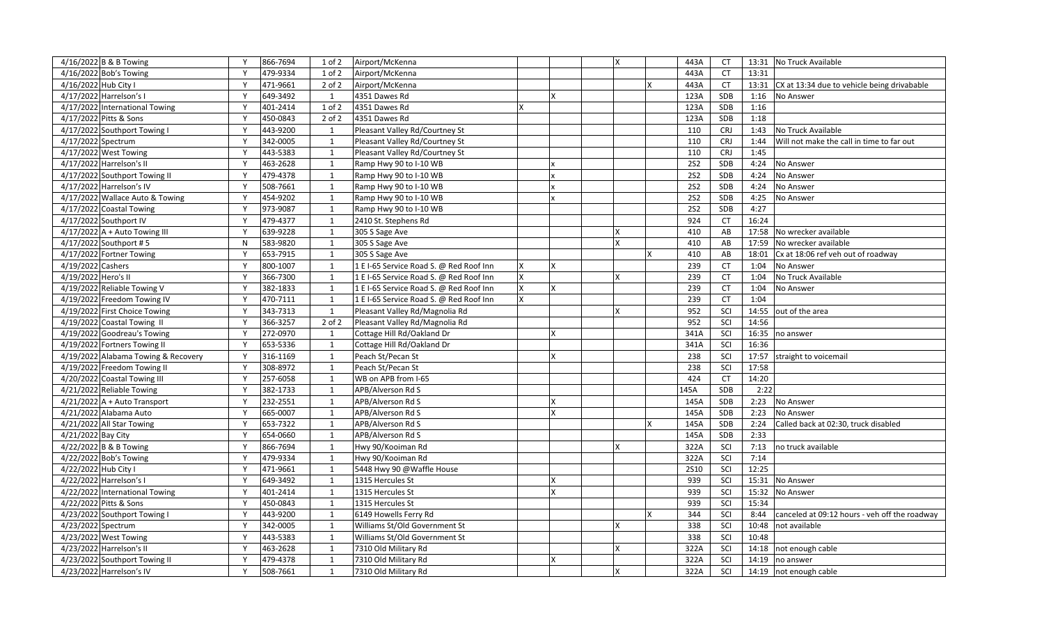| | | | | | | | | | | | | | | |
|---|---|---|---|---|---|---|---|---|---|---|---|---|---|---|
| 4/16/2022 | B & B Towing | Y | 866-7694 | 1 of 2 | Airport/McKenna | | | | X | | 443A | CT | 13:31 | No Truck Available |
| 4/16/2022 | Bob's Towing | Y | 479-9334 | 1 of 2 | Airport/McKenna | | | | | | 443A | CT | 13:31 | |
| 4/16/2022 | Hub City I | Y | 471-9661 | 2 of 2 | Airport/McKenna | | | | | X | 443A | CT | 13:31 | CX at 13:34 due to vehicle being drivabable |
| 4/17/2022 | Harrelson's I | Y | 649-3492 | 1 | 4351 Dawes Rd | | X | | | | 123A | SDB | 1:16 | No Answer |
| 4/17/2022 | International Towing | Y | 401-2414 | 1 of 2 | 4351 Dawes Rd | X | | | | | 123A | SDB | 1:16 | |
| 4/17/2022 | Pitts & Sons | Y | 450-0843 | 2 of 2 | 4351 Dawes Rd | | | | | | 123A | SDB | 1:18 | |
| 4/17/2022 | Southport Towing I | Y | 443-9200 | 1 | Pleasant Valley Rd/Courtney St | | | | | | 110 | CRJ | 1:43 | No Truck Available |
| 4/17/2022 | Spectrum | Y | 342-0005 | 1 | Pleasant Valley Rd/Courtney St | | | | | | 110 | CRJ | 1:44 | Will not make the call in time to far out |
| 4/17/2022 | West Towing | Y | 443-5383 | 1 | Pleasant Valley Rd/Courtney St | | | | | | 110 | CRJ | 1:45 | |
| 4/17/2022 | Harrelson's II | Y | 463-2628 | 1 | Ramp Hwy 90 to I-10 WB | | x | | | | 2S2 | SDB | 4:24 | No Answer |
| 4/17/2022 | Southport Towing II | Y | 479-4378 | 1 | Ramp Hwy 90 to I-10 WB | | x | | | | 2S2 | SDB | 4:24 | No Answer |
| 4/17/2022 | Harrelson's IV | Y | 508-7661 | 1 | Ramp Hwy 90 to I-10 WB | | x | | | | 2S2 | SDB | 4:24 | No Answer |
| 4/17/2022 | Wallace Auto & Towing | Y | 454-9202 | 1 | Ramp Hwy 90 to I-10 WB | | x | | | | 2S2 | SDB | 4:25 | No Answer |
| 4/17/2022 | Coastal Towing | Y | 973-9087 | 1 | Ramp Hwy 90 to I-10 WB | | | | | | 2S2 | SDB | 4:27 | |
| 4/17/2022 | Southport IV | Y | 479-4377 | 1 | 2410 St. Stephens Rd | | | | | | 924 | CT | 16:24 | |
| 4/17/2022 | A + Auto Towing III | Y | 639-9228 | 1 | 305 S Sage Ave | | | | X | | 410 | AB | 17:58 | No wrecker available |
| 4/17/2022 | Southport # 5 | N | 583-9820 | 1 | 305 S Sage Ave | | | | X | | 410 | AB | 17:59 | No wrecker available |
| 4/17/2022 | Fortner Towing | Y | 653-7915 | 1 | 305 S Sage Ave | | | | | X | 410 | AB | 18:01 | Cx at 18:06 ref veh out of roadway |
| 4/19/2022 | Cashers | Y | 800-1007 | 1 | 1 E I-65 Service Road S. @ Red Roof Inn | X | X | | | | 239 | CT | 1:04 | No Answer |
| 4/19/2022 | Hero's II | Y | 366-7300 | 1 | 1 E I-65 Service Road S. @ Red Roof Inn | X | | | X | | 239 | CT | 1:04 | No Truck Available |
| 4/19/2022 | Reliable Towing V | Y | 382-1833 | 1 | 1 E I-65 Service Road S. @ Red Roof Inn | X | X | | | | 239 | CT | 1:04 | No Answer |
| 4/19/2022 | Freedom Towing IV | Y | 470-7111 | 1 | 1 E I-65 Service Road S. @ Red Roof Inn | X | | | | | 239 | CT | 1:04 | |
| 4/19/2022 | First Choice Towing | Y | 343-7313 | 1 | Pleasant Valley Rd/Magnolia Rd | | | | X | | 952 | SCI | 14:55 | out of the area |
| 4/19/2022 | Coastal Towing II | Y | 366-3257 | 2 of 2 | Pleasant Valley Rd/Magnolia Rd | | | | | | 952 | SCI | 14:56 | |
| 4/19/2022 | Goodreau's Towing | Y | 272-0970 | 1 | Cottage Hill Rd/Oakland Dr | | X | | | | 341A | SCI | 16:35 | no answer |
| 4/19/2022 | Fortners Towing II | Y | 653-5336 | 1 | Cottage Hill Rd/Oakland Dr | | | | | | 341A | SCI | 16:36 | |
| 4/19/2022 | Alabama Towing & Recovery | Y | 316-1169 | 1 | Peach St/Pecan St | | X | | | | 238 | SCI | 17:57 | straight to voicemail |
| 4/19/2022 | Freedom Towing II | Y | 308-8972 | 1 | Peach St/Pecan St | | | | | | 238 | SCI | 17:58 | |
| 4/20/2022 | Coastal Towing III | Y | 257-6058 | 1 | WB on APB from I-65 | | | | | | 424 | CT | 14:20 | |
| 4/21/2022 | Reliable Towing | Y | 382-1733 | 1 | APB/Alverson Rd S | | | | | | 145A | SDB | 2:22 | |
| 4/21/2022 | A + Auto Transport | Y | 232-2551 | 1 | APB/Alverson Rd S | | X | | | | 145A | SDB | 2:23 | No Answer |
| 4/21/2022 | Alabama Auto | Y | 665-0007 | 1 | APB/Alverson Rd S | | X | | | | 145A | SDB | 2:23 | No Answer |
| 4/21/2022 | All Star Towing | Y | 653-7322 | 1 | APB/Alverson Rd S | | | | | X | 145A | SDB | 2:24 | Called back at 02:30, truck disabled |
| 4/21/2022 | Bay City | Y | 654-0660 | 1 | APB/Alverson Rd S | | | | | | 145A | SDB | 2:33 | |
| 4/22/2022 | B & B Towing | Y | 866-7694 | 1 | Hwy 90/Kooiman Rd | | | | X | | 322A | SCI | 7:13 | no truck available |
| 4/22/2022 | Bob's Towing | Y | 479-9334 | 1 | Hwy 90/Kooiman Rd | | | | | | 322A | SCI | 7:14 | |
| 4/22/2022 | Hub City I | Y | 471-9661 | 1 | 5448 Hwy 90 @Waffle House | | | | | | 2S10 | SCI | 12:25 | |
| 4/22/2022 | Harrelson's I | Y | 649-3492 | 1 | 1315 Hercules St | | X | | | | 939 | SCI | 15:31 | No Answer |
| 4/22/2022 | International Towing | Y | 401-2414 | 1 | 1315 Hercules St | | X | | | | 939 | SCI | 15:32 | No Answer |
| 4/22/2022 | Pitts & Sons | Y | 450-0843 | 1 | 1315 Hercules St | | | | | | 939 | SCI | 15:34 | |
| 4/23/2022 | Southport Towing I | Y | 443-9200 | 1 | 6149 Howells Ferry Rd | | | | | X | 344 | SCI | 8:44 | canceled at 09:12 hours - veh off the roadway |
| 4/23/2022 | Spectrum | Y | 342-0005 | 1 | Williams St/Old Government St | | | | X | | 338 | SCI | 10:48 | not available |
| 4/23/2022 | West Towing | Y | 443-5383 | 1 | Williams St/Old Government St | | | | | | 338 | SCI | 10:48 | |
| 4/23/2022 | Harrelson's II | Y | 463-2628 | 1 | 7310 Old Military Rd | | | | X | | 322A | SCI | 14:18 | not enough cable |
| 4/23/2022 | Southport Towing II | Y | 479-4378 | 1 | 7310 Old Military Rd | | X | | | | 322A | SCI | 14:19 | no answer |
| 4/23/2022 | Harrelson's IV | Y | 508-7661 | 1 | 7310 Old Military Rd | | | | X | | 322A | SCI | 14:19 | not enough cable |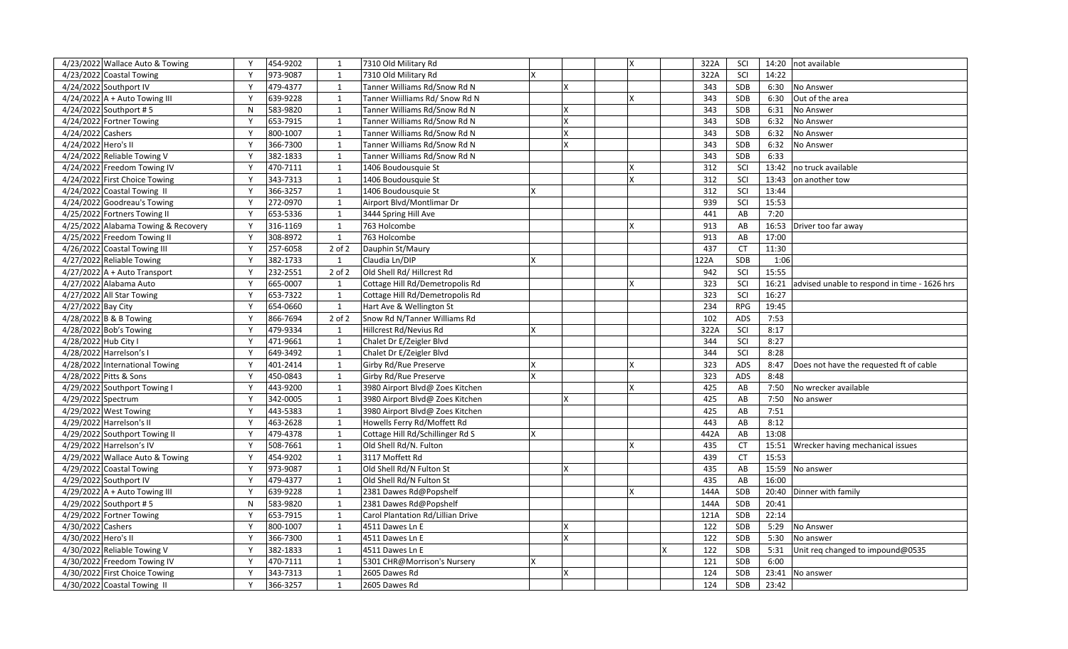| | | | | | | | | | | | | | | |
|---|---|---|---|---|---|---|---|---|---|---|---|---|---|---|
| 4/23/2022 | Wallace Auto & Towing | Y | 454-9202 | 1 | 7310 Old Military Rd | | | | X | | 322A | SCI | 14:20 | not available |
| 4/23/2022 | Coastal Towing | Y | 973-9087 | 1 | 7310 Old Military Rd | X | | | | | 322A | SCI | 14:22 | |
| 4/24/2022 | Southport IV | Y | 479-4377 | 1 | Tanner Williams Rd/Snow Rd N | | X | | | | 343 | SDB | 6:30 | No Answer |
| 4/24/2022 | A + Auto Towing III | Y | 639-9228 | 1 | Tanner Wiilliams Rd/ Snow Rd N | | | | X | | 343 | SDB | 6:30 | Out of the area |
| 4/24/2022 | Southport # 5 | N | 583-9820 | 1 | Tanner Williams Rd/Snow Rd N | | X | | | | 343 | SDB | 6:31 | No Answer |
| 4/24/2022 | Fortner Towing | Y | 653-7915 | 1 | Tanner Williams Rd/Snow Rd N | | X | | | | 343 | SDB | 6:32 | No Answer |
| 4/24/2022 | Cashers | Y | 800-1007 | 1 | Tanner Williams Rd/Snow Rd N | | X | | | | 343 | SDB | 6:32 | No Answer |
| 4/24/2022 | Hero's II | Y | 366-7300 | 1 | Tanner Williams Rd/Snow Rd N | | X | | | | 343 | SDB | 6:32 | No Answer |
| 4/24/2022 | Reliable Towing V | Y | 382-1833 | 1 | Tanner Williams Rd/Snow Rd N | | | | | | 343 | SDB | 6:33 | |
| 4/24/2022 | Freedom Towing IV | Y | 470-7111 | 1 | 1406 Boudousquie St | | | | X | | 312 | SCI | 13:42 | no truck available |
| 4/24/2022 | First Choice Towing | Y | 343-7313 | 1 | 1406 Boudousquie St | | | | X | | 312 | SCI | 13:43 | on another tow |
| 4/24/2022 | Coastal Towing II | Y | 366-3257 | 1 | 1406 Boudousquie St | X | | | | | 312 | SCI | 13:44 | |
| 4/24/2022 | Goodreau's Towing | Y | 272-0970 | 1 | Airport Blvd/Montlimar Dr | | | | | | 939 | SCI | 15:53 | |
| 4/25/2022 | Fortners Towing II | Y | 653-5336 | 1 | 3444 Spring Hill Ave | | | | | | 441 | AB | 7:20 | |
| 4/25/2022 | Alabama Towing & Recovery | Y | 316-1169 | 1 | 763 Holcombe | | | | X | | 913 | AB | 16:53 | Driver too far away |
| 4/25/2022 | Freedom Towing II | Y | 308-8972 | 1 | 763 Holcombe | | | | | | 913 | AB | 17:00 | |
| 4/26/2022 | Coastal Towing III | Y | 257-6058 | 2 of 2 | Dauphin St/Maury | | | | | | 437 | CT | 11:30 | |
| 4/27/2022 | Reliable Towing | Y | 382-1733 | 1 | Claudia Ln/DIP | X | | | | | 122A | SDB | 1:06 | |
| 4/27/2022 | A + Auto Transport | Y | 232-2551 | 2 of 2 | Old Shell Rd/ Hillcrest Rd | | | | | | 942 | SCI | 15:55 | |
| 4/27/2022 | Alabama Auto | Y | 665-0007 | 1 | Cottage Hill Rd/Demetropolis Rd | | | | X | | 323 | SCI | 16:21 | advised unable to respond in time - 1626 hrs |
| 4/27/2022 | All Star Towing | Y | 653-7322 | 1 | Cottage Hill Rd/Demetropolis Rd | | | | | | 323 | SCI | 16:27 | |
| 4/27/2022 | Bay City | Y | 654-0660 | 1 | Hart Ave & Wellington St | | | | | | 234 | RPG | 19:45 | |
| 4/28/2022 | B & B Towing | Y | 866-7694 | 2 of 2 | Snow Rd N/Tanner Williams Rd | | | | | | 102 | ADS | 7:53 | |
| 4/28/2022 | Bob's Towing | Y | 479-9334 | 1 | Hillcrest Rd/Nevius Rd | X | | | | | 322A | SCI | 8:17 | |
| 4/28/2022 | Hub City I | Y | 471-9661 | 1 | Chalet Dr E/Zeigler Blvd | | | | | | 344 | SCI | 8:27 | |
| 4/28/2022 | Harrelson's I | Y | 649-3492 | 1 | Chalet Dr E/Zeigler Blvd | | | | | | 344 | SCI | 8:28 | |
| 4/28/2022 | International Towing | Y | 401-2414 | 1 | Girby Rd/Rue Preserve | X | | | X | | 323 | ADS | 8:47 | Does not have the requested ft of cable |
| 4/28/2022 | Pitts & Sons | Y | 450-0843 | 1 | Girby Rd/Rue Preserve | X | | | | | 323 | ADS | 8:48 | |
| 4/29/2022 | Southport Towing I | Y | 443-9200 | 1 | 3980 Airport Blvd@ Zoes Kitchen | | | | X | | 425 | AB | 7:50 | No wrecker available |
| 4/29/2022 | Spectrum | Y | 342-0005 | 1 | 3980 Airport Blvd@ Zoes Kitchen | | X | | | | 425 | AB | 7:50 | No answer |
| 4/29/2022 | West Towing | Y | 443-5383 | 1 | 3980 Airport Blvd@ Zoes Kitchen | | | | | | 425 | AB | 7:51 | |
| 4/29/2022 | Harrelson's II | Y | 463-2628 | 1 | Howells Ferry Rd/Moffett Rd | | | | | | 443 | AB | 8:12 | |
| 4/29/2022 | Southport Towing II | Y | 479-4378 | 1 | Cottage Hill Rd/Schillinger Rd S | X | | | | | 442A | AB | 13:08 | |
| 4/29/2022 | Harrelson's IV | Y | 508-7661 | 1 | Old Shell Rd/N. Fulton | | | | X | | 435 | CT | 15:51 | Wrecker having mechanical issues |
| 4/29/2022 | Wallace Auto & Towing | Y | 454-9202 | 1 | 3117 Moffett Rd | | | | | | 439 | CT | 15:53 | |
| 4/29/2022 | Coastal Towing | Y | 973-9087 | 1 | Old Shell Rd/N Fulton St | | X | | | | 435 | AB | 15:59 | No answer |
| 4/29/2022 | Southport IV | Y | 479-4377 | 1 | Old Shell Rd/N Fulton St | | | | | | 435 | AB | 16:00 | |
| 4/29/2022 | A + Auto Towing III | Y | 639-9228 | 1 | 2381 Dawes Rd@Popshelf | | | | X | | 144A | SDB | 20:40 | Dinner with family |
| 4/29/2022 | Southport # 5 | N | 583-9820 | 1 | 2381 Dawes Rd@Popshelf | | | | | | 144A | SDB | 20:41 | |
| 4/29/2022 | Fortner Towing | Y | 653-7915 | 1 | Carol Plantation Rd/Lillian Drive | | | | | | 121A | SDB | 22:14 | |
| 4/30/2022 | Cashers | Y | 800-1007 | 1 | 4511 Dawes Ln E | | X | | | | 122 | SDB | 5:29 | No Answer |
| 4/30/2022 | Hero's II | Y | 366-7300 | 1 | 4511 Dawes Ln E | | X | | | | 122 | SDB | 5:30 | No answer |
| 4/30/2022 | Reliable Towing V | Y | 382-1833 | 1 | 4511 Dawes Ln E | | | | | X | 122 | SDB | 5:31 | Unit req changed to impound@0535 |
| 4/30/2022 | Freedom Towing IV | Y | 470-7111 | 1 | 5301 CHR@Morrison's Nursery | X | | | | | 121 | SDB | 6:00 | |
| 4/30/2022 | First Choice Towing | Y | 343-7313 | 1 | 2605 Dawes Rd | | X | | | | 124 | SDB | 23:41 | No answer |
| 4/30/2022 | Coastal Towing II | Y | 366-3257 | 1 | 2605 Dawes Rd | | | | | | 124 | SDB | 23:42 | |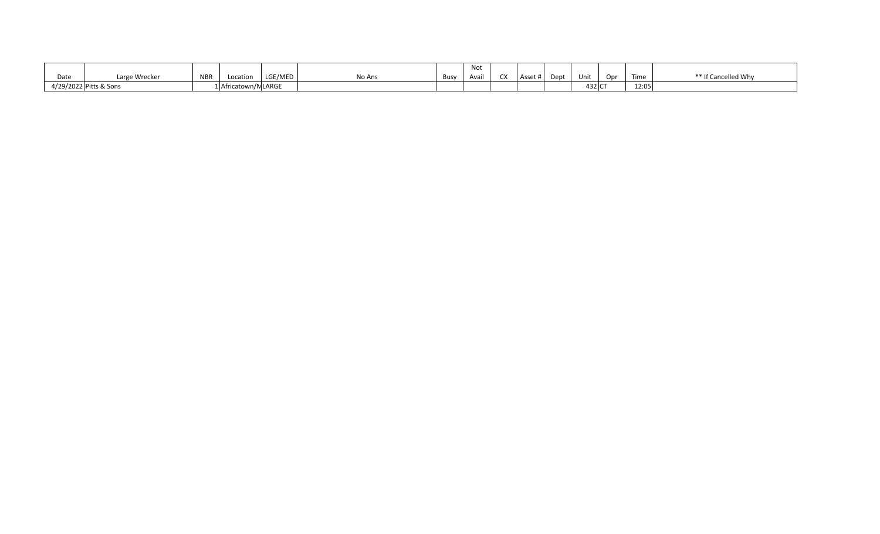| Date | Large Wrecker | NBR | Location | LGE/MED | No Ans | Busy | Not Avail | CX | Asset # | Dept | Unit | Opr | Time | ** If Cancelled Why |
|---|---|---|---|---|---|---|---|---|---|---|---|---|---|---|
| 4/29/2022 | Pitts & Sons | 1 | Africatown/M | LARGE | | | | | | | 432 | CT | 12:05 | |